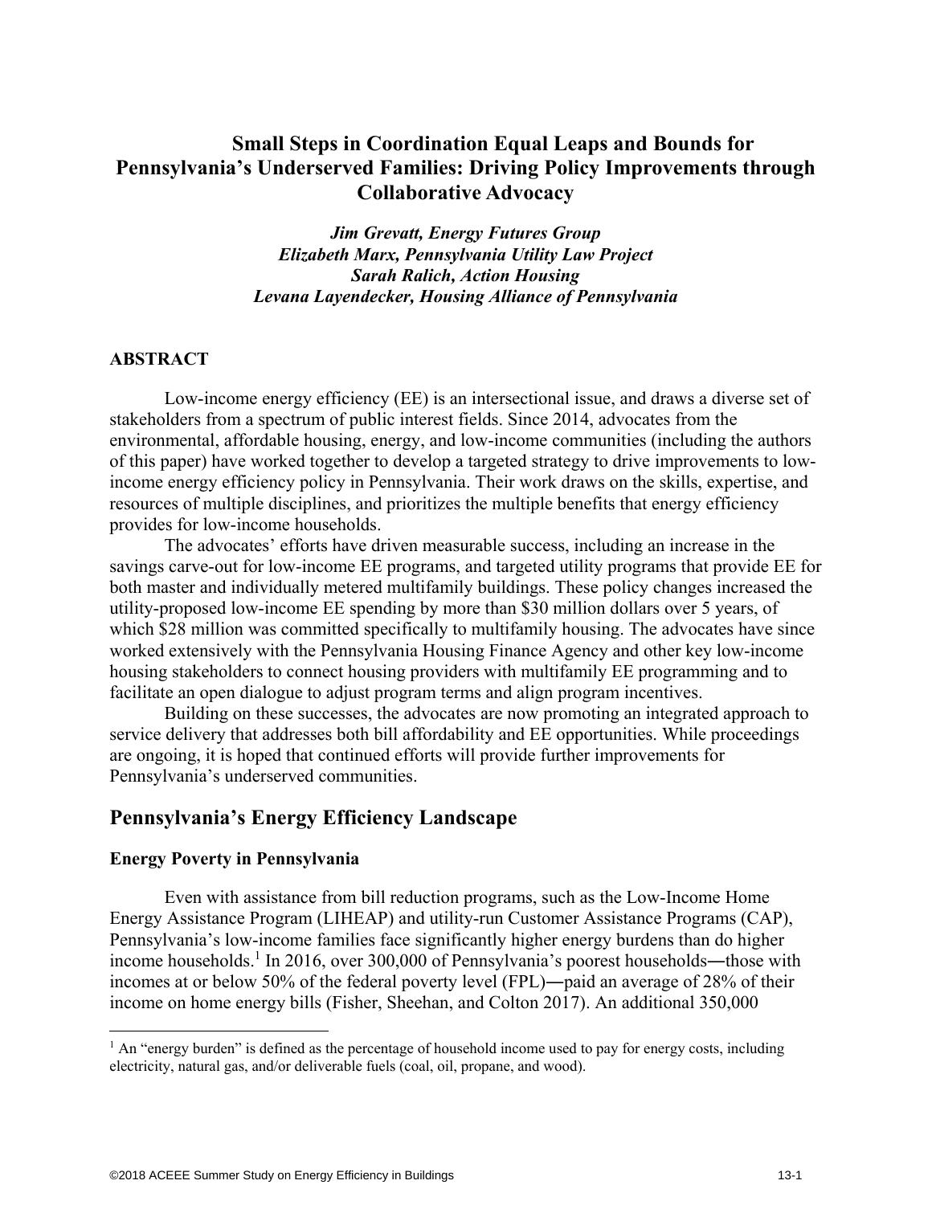# Small Steps in Coordination Equal Leaps and Bounds for Pennsylvania's Underserved Families: Driving Policy Improvements through Collaborative Advocacy

***Jim Grevatt, Energy Futures Group***
***Elizabeth Marx, Pennsylvania Utility Law Project***
***Sarah Ralich, Action Housing***
***Levana Layendecker, Housing Alliance of Pennsylvania***

### ABSTRACT

Low-income energy efficiency (EE) is an intersectional issue, and draws a diverse set of stakeholders from a spectrum of public interest fields. Since 2014, advocates from the environmental, affordable housing, energy, and low-income communities (including the authors of this paper) have worked together to develop a targeted strategy to drive improvements to low-income energy efficiency policy in Pennsylvania. Their work draws on the skills, expertise, and resources of multiple disciplines, and prioritizes the multiple benefits that energy efficiency provides for low-income households.

The advocates' efforts have driven measurable success, including an increase in the savings carve-out for low-income EE programs, and targeted utility programs that provide EE for both master and individually metered multifamily buildings. These policy changes increased the utility-proposed low-income EE spending by more than $30 million dollars over 5 years, of which $28 million was committed specifically to multifamily housing. The advocates have since worked extensively with the Pennsylvania Housing Finance Agency and other key low-income housing stakeholders to connect housing providers with multifamily EE programming and to facilitate an open dialogue to adjust program terms and align program incentives.

Building on these successes, the advocates are now promoting an integrated approach to service delivery that addresses both bill affordability and EE opportunities. While proceedings are ongoing, it is hoped that continued efforts will provide further improvements for Pennsylvania's underserved communities.

## Pennsylvania's Energy Efficiency Landscape

### Energy Poverty in Pennsylvania

Even with assistance from bill reduction programs, such as the Low-Income Home Energy Assistance Program (LIHEAP) and utility-run Customer Assistance Programs (CAP), Pennsylvania's low-income families face significantly higher energy burdens than do higher income households.[1] In 2016, over 300,000 of Pennsylvania's poorest households―those with incomes at or below 50% of the federal poverty level (FPL)―paid an average of 28% of their income on home energy bills (Fisher, Sheehan, and Colton 2017). An additional 350,000

[1] An "energy burden" is defined as the percentage of household income used to pay for energy costs, including electricity, natural gas, and/or deliverable fuels (coal, oil, propane, and wood).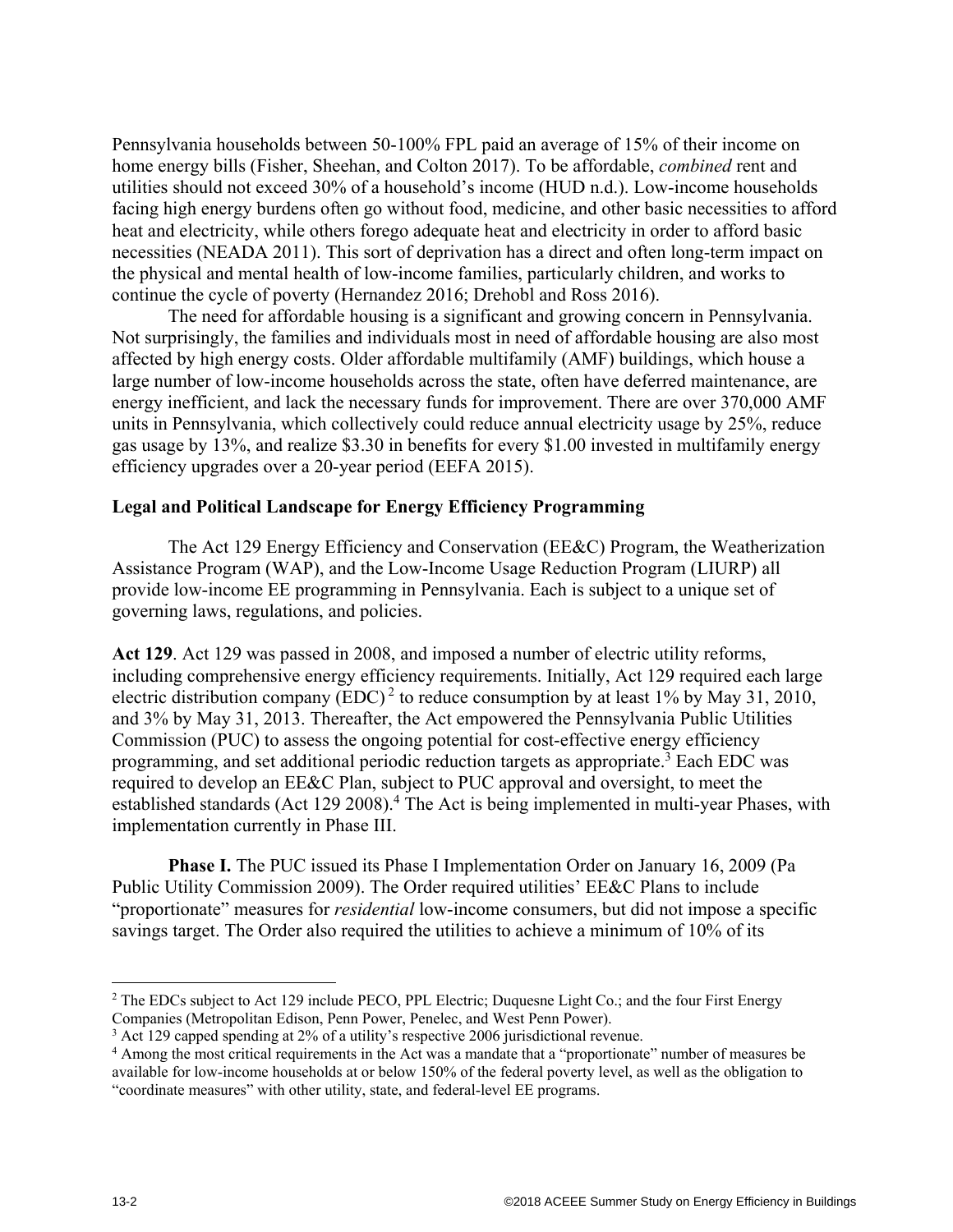Pennsylvania households between 50-100% FPL paid an average of 15% of their income on home energy bills (Fisher, Sheehan, and Colton 2017). To be affordable, *combined* rent and utilities should not exceed 30% of a household's income (HUD n.d.). Low-income households facing high energy burdens often go without food, medicine, and other basic necessities to afford heat and electricity, while others forego adequate heat and electricity in order to afford basic necessities (NEADA 2011). This sort of deprivation has a direct and often long-term impact on the physical and mental health of low-income families, particularly children, and works to continue the cycle of poverty (Hernandez 2016; Drehobl and Ross 2016).

The need for affordable housing is a significant and growing concern in Pennsylvania. Not surprisingly, the families and individuals most in need of affordable housing are also most affected by high energy costs. Older affordable multifamily (AMF) buildings, which house a large number of low-income households across the state, often have deferred maintenance, are energy inefficient, and lack the necessary funds for improvement. There are over 370,000 AMF units in Pennsylvania, which collectively could reduce annual electricity usage by 25%, reduce gas usage by 13%, and realize $3.30 in benefits for every $1.00 invested in multifamily energy efficiency upgrades over a 20-year period (EEFA 2015).

## Legal and Political Landscape for Energy Efficiency Programming

The Act 129 Energy Efficiency and Conservation (EE&C) Program, the Weatherization Assistance Program (WAP), and the Low-Income Usage Reduction Program (LIURP) all provide low-income EE programming in Pennsylvania. Each is subject to a unique set of governing laws, regulations, and policies.

**Act 129**. Act 129 was passed in 2008, and imposed a number of electric utility reforms, including comprehensive energy efficiency requirements. Initially, Act 129 required each large electric distribution company (EDC)[2] to reduce consumption by at least 1% by May 31, 2010, and 3% by May 31, 2013. Thereafter, the Act empowered the Pennsylvania Public Utilities Commission (PUC) to assess the ongoing potential for cost-effective energy efficiency programming, and set additional periodic reduction targets as appropriate.[3] Each EDC was required to develop an EE&C Plan, subject to PUC approval and oversight, to meet the established standards (Act 129 2008).[4] The Act is being implemented in multi-year Phases, with implementation currently in Phase III.

**Phase I.** The PUC issued its Phase I Implementation Order on January 16, 2009 (Pa Public Utility Commission 2009). The Order required utilities' EE&C Plans to include "proportionate" measures for *residential* low-income consumers, but did not impose a specific savings target. The Order also required the utilities to achieve a minimum of 10% of its

---

[2] The EDCs subject to Act 129 include PECO, PPL Electric; Duquesne Light Co.; and the four First Energy Companies (Metropolitan Edison, Penn Power, Penelec, and West Penn Power).

[3] Act 129 capped spending at 2% of a utility's respective 2006 jurisdictional revenue.

[4] Among the most critical requirements in the Act was a mandate that a "proportionate" number of measures be available for low-income households at or below 150% of the federal poverty level, as well as the obligation to "coordinate measures" with other utility, state, and federal-level EE programs.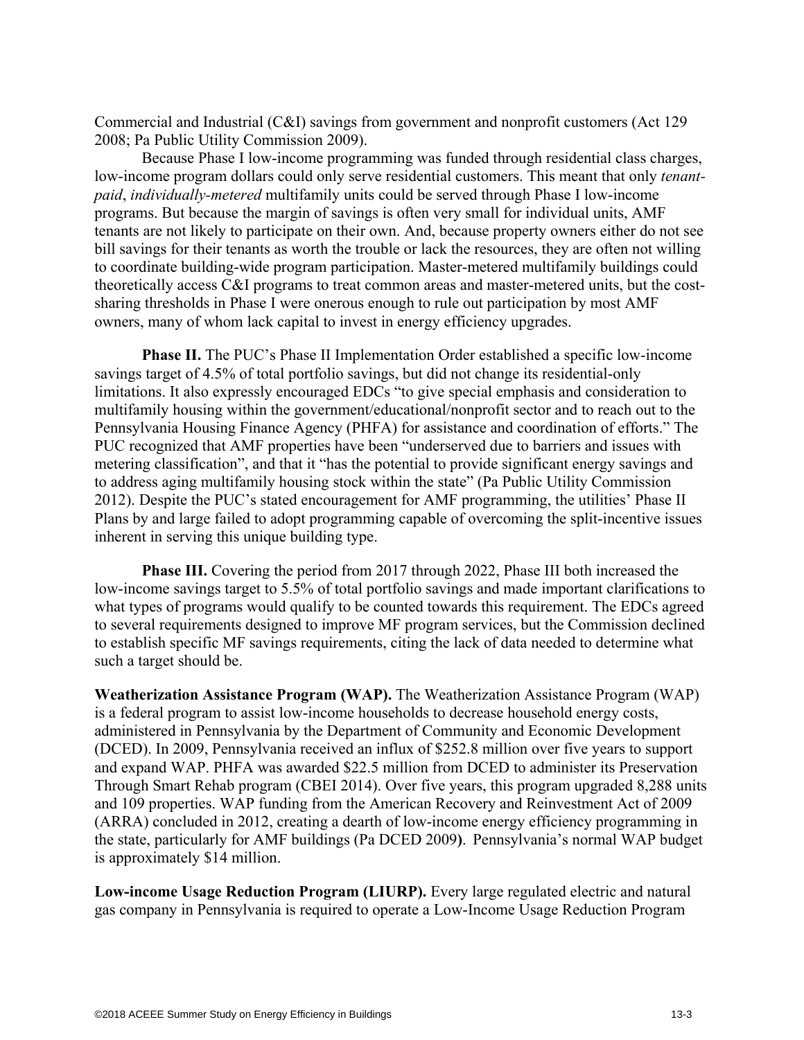Commercial and Industrial (C&I) savings from government and nonprofit customers (Act 129 2008; Pa Public Utility Commission 2009).

Because Phase I low-income programming was funded through residential class charges, low-income program dollars could only serve residential customers. This meant that only *tenant-paid*, *individually-metered* multifamily units could be served through Phase I low-income programs. But because the margin of savings is often very small for individual units, AMF tenants are not likely to participate on their own. And, because property owners either do not see bill savings for their tenants as worth the trouble or lack the resources, they are often not willing to coordinate building-wide program participation. Master-metered multifamily buildings could theoretically access C&I programs to treat common areas and master-metered units, but the cost-sharing thresholds in Phase I were onerous enough to rule out participation by most AMF owners, many of whom lack capital to invest in energy efficiency upgrades.

**Phase II.** The PUC's Phase II Implementation Order established a specific low-income savings target of 4.5% of total portfolio savings, but did not change its residential-only limitations. It also expressly encouraged EDCs "to give special emphasis and consideration to multifamily housing within the government/educational/nonprofit sector and to reach out to the Pennsylvania Housing Finance Agency (PHFA) for assistance and coordination of efforts." The PUC recognized that AMF properties have been "underserved due to barriers and issues with metering classification", and that it "has the potential to provide significant energy savings and to address aging multifamily housing stock within the state" (Pa Public Utility Commission 2012). Despite the PUC's stated encouragement for AMF programming, the utilities' Phase II Plans by and large failed to adopt programming capable of overcoming the split-incentive issues inherent in serving this unique building type.

**Phase III.** Covering the period from 2017 through 2022, Phase III both increased the low-income savings target to 5.5% of total portfolio savings and made important clarifications to what types of programs would qualify to be counted towards this requirement. The EDCs agreed to several requirements designed to improve MF program services, but the Commission declined to establish specific MF savings requirements, citing the lack of data needed to determine what such a target should be.

**Weatherization Assistance Program (WAP).** The Weatherization Assistance Program (WAP) is a federal program to assist low-income households to decrease household energy costs, administered in Pennsylvania by the Department of Community and Economic Development (DCED). In 2009, Pennsylvania received an influx of $252.8 million over five years to support and expand WAP. PHFA was awarded $22.5 million from DCED to administer its Preservation Through Smart Rehab program (CBEI 2014). Over five years, this program upgraded 8,288 units and 109 properties. WAP funding from the American Recovery and Reinvestment Act of 2009 (ARRA) concluded in 2012, creating a dearth of low-income energy efficiency programming in the state, particularly for AMF buildings (Pa DCED 2009). Pennsylvania's normal WAP budget is approximately $14 million.

**Low-income Usage Reduction Program (LIURP).** Every large regulated electric and natural gas company in Pennsylvania is required to operate a Low-Income Usage Reduction Program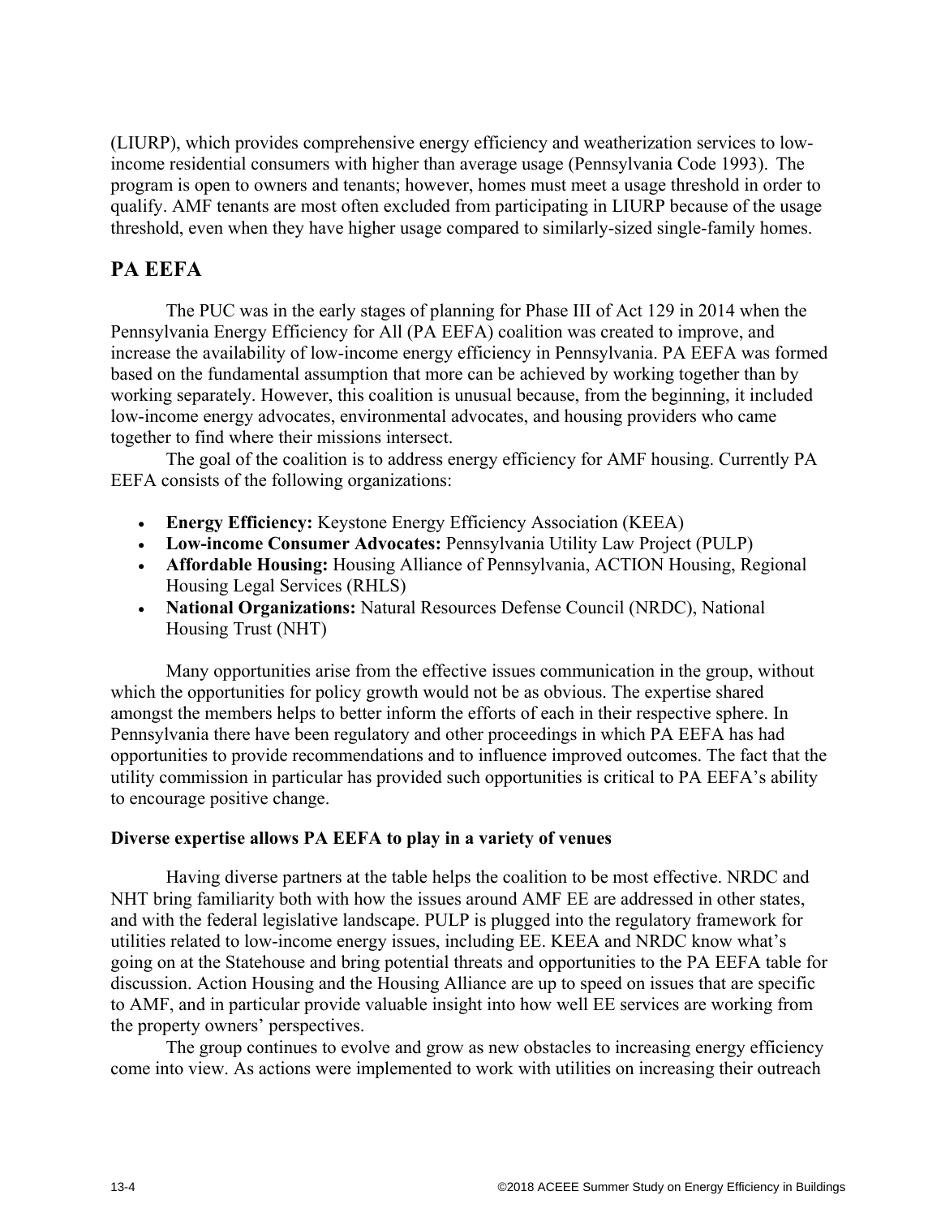(LIURP), which provides comprehensive energy efficiency and weatherization services to low-income residential consumers with higher than average usage (Pennsylvania Code 1993). The program is open to owners and tenants; however, homes must meet a usage threshold in order to qualify. AMF tenants are most often excluded from participating in LIURP because of the usage threshold, even when they have higher usage compared to similarly-sized single-family homes.

## PA EEFA

The PUC was in the early stages of planning for Phase III of Act 129 in 2014 when the Pennsylvania Energy Efficiency for All (PA EEFA) coalition was created to improve, and increase the availability of low-income energy efficiency in Pennsylvania. PA EEFA was formed based on the fundamental assumption that more can be achieved by working together than by working separately. However, this coalition is unusual because, from the beginning, it included low-income energy advocates, environmental advocates, and housing providers who came together to find where their missions intersect.

The goal of the coalition is to address energy efficiency for AMF housing. Currently PA EEFA consists of the following organizations:

- **Energy Efficiency:** Keystone Energy Efficiency Association (KEEA)
- **Low-income Consumer Advocates:** Pennsylvania Utility Law Project (PULP)
- **Affordable Housing:** Housing Alliance of Pennsylvania, ACTION Housing, Regional Housing Legal Services (RHLS)
- **National Organizations:** Natural Resources Defense Council (NRDC), National Housing Trust (NHT)

Many opportunities arise from the effective issues communication in the group, without which the opportunities for policy growth would not be as obvious. The expertise shared amongst the members helps to better inform the efforts of each in their respective sphere. In Pennsylvania there have been regulatory and other proceedings in which PA EEFA has had opportunities to provide recommendations and to influence improved outcomes. The fact that the utility commission in particular has provided such opportunities is critical to PA EEFA's ability to encourage positive change.

### Diverse expertise allows PA EEFA to play in a variety of venues

Having diverse partners at the table helps the coalition to be most effective. NRDC and NHT bring familiarity both with how the issues around AMF EE are addressed in other states, and with the federal legislative landscape. PULP is plugged into the regulatory framework for utilities related to low-income energy issues, including EE. KEEA and NRDC know what's going on at the Statehouse and bring potential threats and opportunities to the PA EEFA table for discussion. Action Housing and the Housing Alliance are up to speed on issues that are specific to AMF, and in particular provide valuable insight into how well EE services are working from the property owners' perspectives.

The group continues to evolve and grow as new obstacles to increasing energy efficiency come into view. As actions were implemented to work with utilities on increasing their outreach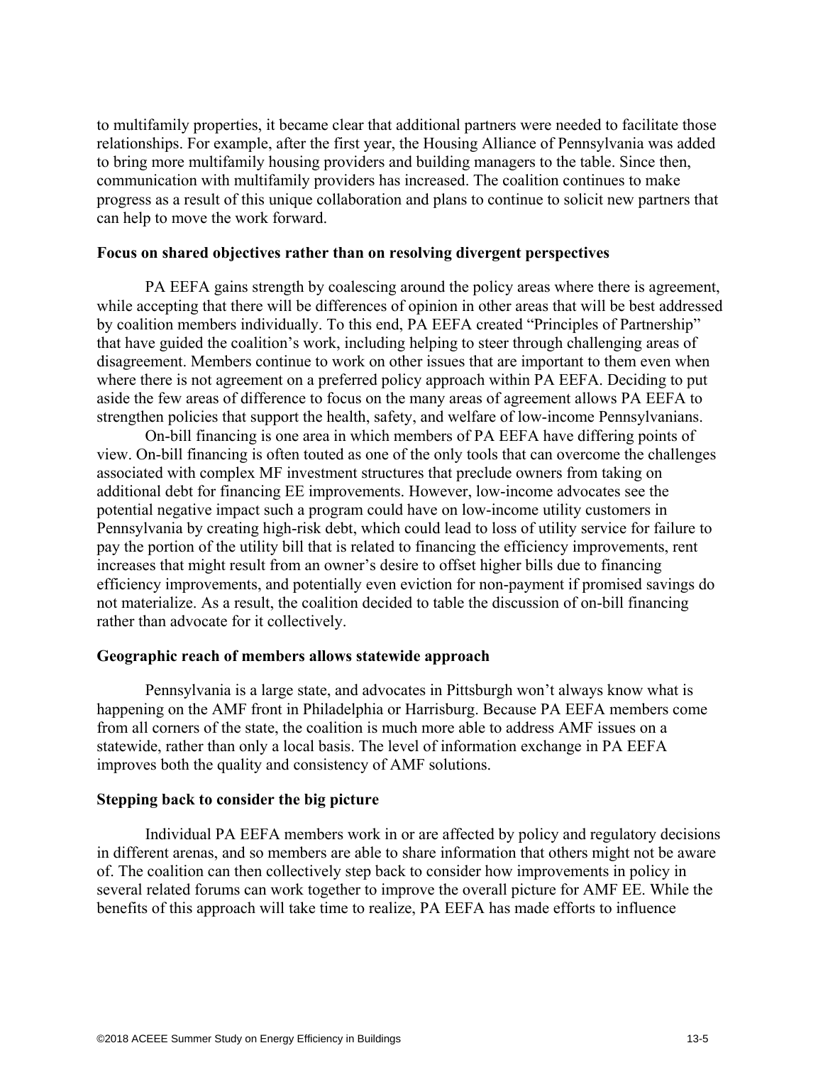to multifamily properties, it became clear that additional partners were needed to facilitate those relationships. For example, after the first year, the Housing Alliance of Pennsylvania was added to bring more multifamily housing providers and building managers to the table. Since then, communication with multifamily providers has increased. The coalition continues to make progress as a result of this unique collaboration and plans to continue to solicit new partners that can help to move the work forward.

**Focus on shared objectives rather than on resolving divergent perspectives**

PA EEFA gains strength by coalescing around the policy areas where there is agreement, while accepting that there will be differences of opinion in other areas that will be best addressed by coalition members individually. To this end, PA EEFA created "Principles of Partnership" that have guided the coalition's work, including helping to steer through challenging areas of disagreement. Members continue to work on other issues that are important to them even when where there is not agreement on a preferred policy approach within PA EEFA. Deciding to put aside the few areas of difference to focus on the many areas of agreement allows PA EEFA to strengthen policies that support the health, safety, and welfare of low-income Pennsylvanians.

On-bill financing is one area in which members of PA EEFA have differing points of view. On-bill financing is often touted as one of the only tools that can overcome the challenges associated with complex MF investment structures that preclude owners from taking on additional debt for financing EE improvements. However, low-income advocates see the potential negative impact such a program could have on low-income utility customers in Pennsylvania by creating high-risk debt, which could lead to loss of utility service for failure to pay the portion of the utility bill that is related to financing the efficiency improvements, rent increases that might result from an owner's desire to offset higher bills due to financing efficiency improvements, and potentially even eviction for non-payment if promised savings do not materialize. As a result, the coalition decided to table the discussion of on-bill financing rather than advocate for it collectively.

**Geographic reach of members allows statewide approach**

Pennsylvania is a large state, and advocates in Pittsburgh won't always know what is happening on the AMF front in Philadelphia or Harrisburg. Because PA EEFA members come from all corners of the state, the coalition is much more able to address AMF issues on a statewide, rather than only a local basis. The level of information exchange in PA EEFA improves both the quality and consistency of AMF solutions.

**Stepping back to consider the big picture**

Individual PA EEFA members work in or are affected by policy and regulatory decisions in different arenas, and so members are able to share information that others might not be aware of. The coalition can then collectively step back to consider how improvements in policy in several related forums can work together to improve the overall picture for AMF EE. While the benefits of this approach will take time to realize, PA EEFA has made efforts to influence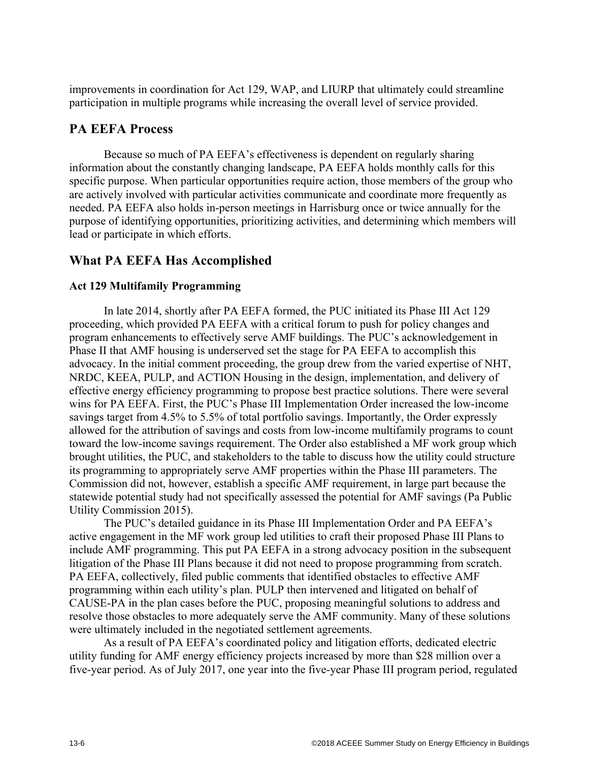improvements in coordination for Act 129, WAP, and LIURP that ultimately could streamline participation in multiple programs while increasing the overall level of service provided.

## PA EEFA Process

Because so much of PA EEFA's effectiveness is dependent on regularly sharing information about the constantly changing landscape, PA EEFA holds monthly calls for this specific purpose. When particular opportunities require action, those members of the group who are actively involved with particular activities communicate and coordinate more frequently as needed. PA EEFA also holds in-person meetings in Harrisburg once or twice annually for the purpose of identifying opportunities, prioritizing activities, and determining which members will lead or participate in which efforts.

## What PA EEFA Has Accomplished

### Act 129 Multifamily Programming

In late 2014, shortly after PA EEFA formed, the PUC initiated its Phase III Act 129 proceeding, which provided PA EEFA with a critical forum to push for policy changes and program enhancements to effectively serve AMF buildings. The PUC's acknowledgement in Phase II that AMF housing is underserved set the stage for PA EEFA to accomplish this advocacy. In the initial comment proceeding, the group drew from the varied expertise of NHT, NRDC, KEEA, PULP, and ACTION Housing in the design, implementation, and delivery of effective energy efficiency programming to propose best practice solutions. There were several wins for PA EEFA. First, the PUC's Phase III Implementation Order increased the low-income savings target from 4.5% to 5.5% of total portfolio savings. Importantly, the Order expressly allowed for the attribution of savings and costs from low-income multifamily programs to count toward the low-income savings requirement. The Order also established a MF work group which brought utilities, the PUC, and stakeholders to the table to discuss how the utility could structure its programming to appropriately serve AMF properties within the Phase III parameters. The Commission did not, however, establish a specific AMF requirement, in large part because the statewide potential study had not specifically assessed the potential for AMF savings (Pa Public Utility Commission 2015).

The PUC's detailed guidance in its Phase III Implementation Order and PA EEFA's active engagement in the MF work group led utilities to craft their proposed Phase III Plans to include AMF programming. This put PA EEFA in a strong advocacy position in the subsequent litigation of the Phase III Plans because it did not need to propose programming from scratch. PA EEFA, collectively, filed public comments that identified obstacles to effective AMF programming within each utility's plan. PULP then intervened and litigated on behalf of CAUSE-PA in the plan cases before the PUC, proposing meaningful solutions to address and resolve those obstacles to more adequately serve the AMF community. Many of these solutions were ultimately included in the negotiated settlement agreements.

As a result of PA EEFA's coordinated policy and litigation efforts, dedicated electric utility funding for AMF energy efficiency projects increased by more than $28 million over a five-year period. As of July 2017, one year into the five-year Phase III program period, regulated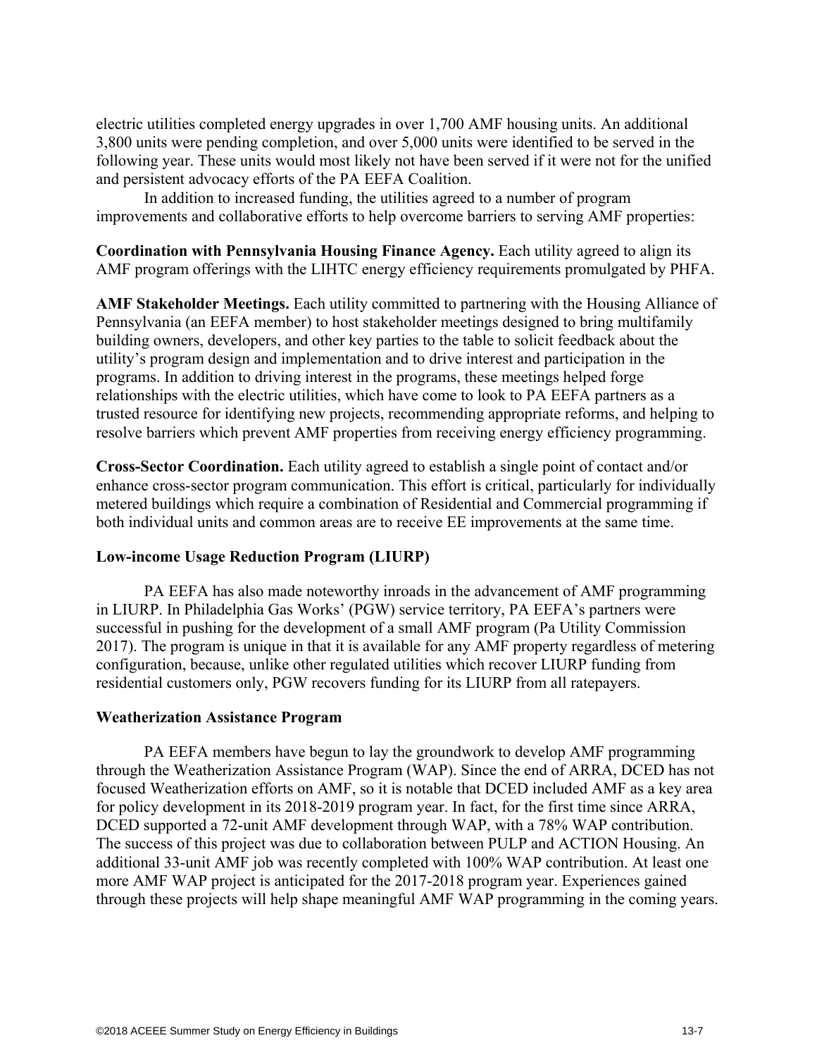electric utilities completed energy upgrades in over 1,700 AMF housing units. An additional 3,800 units were pending completion, and over 5,000 units were identified to be served in the following year. These units would most likely not have been served if it were not for the unified and persistent advocacy efforts of the PA EEFA Coalition.

In addition to increased funding, the utilities agreed to a number of program improvements and collaborative efforts to help overcome barriers to serving AMF properties:

**Coordination with Pennsylvania Housing Finance Agency.** Each utility agreed to align its AMF program offerings with the LIHTC energy efficiency requirements promulgated by PHFA.

**AMF Stakeholder Meetings.** Each utility committed to partnering with the Housing Alliance of Pennsylvania (an EEFA member) to host stakeholder meetings designed to bring multifamily building owners, developers, and other key parties to the table to solicit feedback about the utility's program design and implementation and to drive interest and participation in the programs. In addition to driving interest in the programs, these meetings helped forge relationships with the electric utilities, which have come to look to PA EEFA partners as a trusted resource for identifying new projects, recommending appropriate reforms, and helping to resolve barriers which prevent AMF properties from receiving energy efficiency programming.

**Cross-Sector Coordination.** Each utility agreed to establish a single point of contact and/or enhance cross-sector program communication. This effort is critical, particularly for individually metered buildings which require a combination of Residential and Commercial programming if both individual units and common areas are to receive EE improvements at the same time.

### Low-income Usage Reduction Program (LIURP)

PA EEFA has also made noteworthy inroads in the advancement of AMF programming in LIURP. In Philadelphia Gas Works' (PGW) service territory, PA EEFA's partners were successful in pushing for the development of a small AMF program (Pa Utility Commission 2017). The program is unique in that it is available for any AMF property regardless of metering configuration, because, unlike other regulated utilities which recover LIURP funding from residential customers only, PGW recovers funding for its LIURP from all ratepayers.

### Weatherization Assistance Program

PA EEFA members have begun to lay the groundwork to develop AMF programming through the Weatherization Assistance Program (WAP). Since the end of ARRA, DCED has not focused Weatherization efforts on AMF, so it is notable that DCED included AMF as a key area for policy development in its 2018-2019 program year. In fact, for the first time since ARRA, DCED supported a 72-unit AMF development through WAP, with a 78% WAP contribution. The success of this project was due to collaboration between PULP and ACTION Housing. An additional 33-unit AMF job was recently completed with 100% WAP contribution. At least one more AMF WAP project is anticipated for the 2017-2018 program year. Experiences gained through these projects will help shape meaningful AMF WAP programming in the coming years.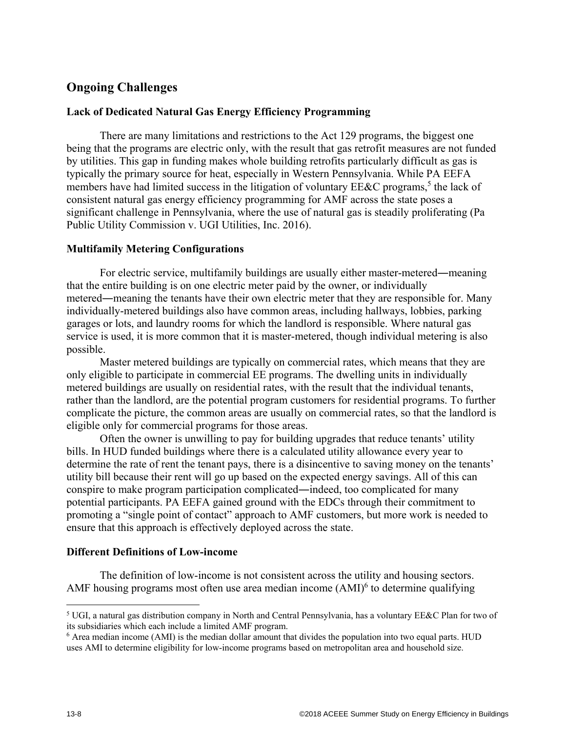## Ongoing Challenges

### Lack of Dedicated Natural Gas Energy Efficiency Programming

There are many limitations and restrictions to the Act 129 programs, the biggest one being that the programs are electric only, with the result that gas retrofit measures are not funded by utilities. This gap in funding makes whole building retrofits particularly difficult as gas is typically the primary source for heat, especially in Western Pennsylvania. While PA EEFA members have had limited success in the litigation of voluntary EE&C programs,[5] the lack of consistent natural gas energy efficiency programming for AMF across the state poses a significant challenge in Pennsylvania, where the use of natural gas is steadily proliferating (Pa Public Utility Commission v. UGI Utilities, Inc. 2016).

### Multifamily Metering Configurations

For electric service, multifamily buildings are usually either master-metered―meaning that the entire building is on one electric meter paid by the owner, or individually metered―meaning the tenants have their own electric meter that they are responsible for. Many individually-metered buildings also have common areas, including hallways, lobbies, parking garages or lots, and laundry rooms for which the landlord is responsible. Where natural gas service is used, it is more common that it is master-metered, though individual metering is also possible.

Master metered buildings are typically on commercial rates, which means that they are only eligible to participate in commercial EE programs. The dwelling units in individually metered buildings are usually on residential rates, with the result that the individual tenants, rather than the landlord, are the potential program customers for residential programs. To further complicate the picture, the common areas are usually on commercial rates, so that the landlord is eligible only for commercial programs for those areas.

Often the owner is unwilling to pay for building upgrades that reduce tenants' utility bills. In HUD funded buildings where there is a calculated utility allowance every year to determine the rate of rent the tenant pays, there is a disincentive to saving money on the tenants' utility bill because their rent will go up based on the expected energy savings. All of this can conspire to make program participation complicated―indeed, too complicated for many potential participants. PA EEFA gained ground with the EDCs through their commitment to promoting a "single point of contact" approach to AMF customers, but more work is needed to ensure that this approach is effectively deployed across the state.

### Different Definitions of Low-income

The definition of low-income is not consistent across the utility and housing sectors. AMF housing programs most often use area median income (AMI)[6] to determine qualifying

---

[5] UGI, a natural gas distribution company in North and Central Pennsylvania, has a voluntary EE&C Plan for two of its subsidiaries which each include a limited AMF program.

[6] Area median income (AMI) is the median dollar amount that divides the population into two equal parts. HUD uses AMI to determine eligibility for low-income programs based on metropolitan area and household size.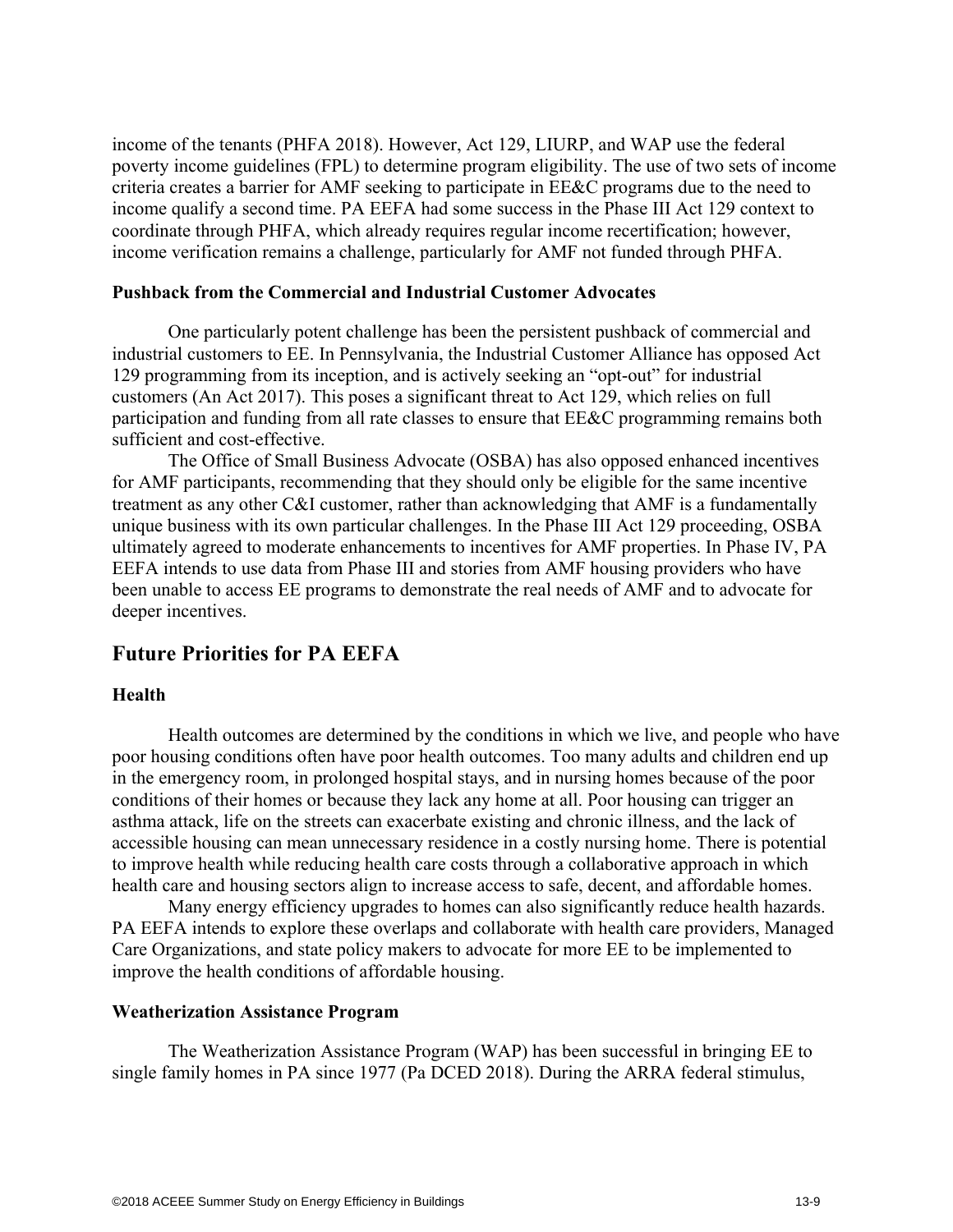income of the tenants (PHFA 2018). However, Act 129, LIURP, and WAP use the federal poverty income guidelines (FPL) to determine program eligibility. The use of two sets of income criteria creates a barrier for AMF seeking to participate in EE&C programs due to the need to income qualify a second time. PA EEFA had some success in the Phase III Act 129 context to coordinate through PHFA, which already requires regular income recertification; however, income verification remains a challenge, particularly for AMF not funded through PHFA.

### Pushback from the Commercial and Industrial Customer Advocates

One particularly potent challenge has been the persistent pushback of commercial and industrial customers to EE. In Pennsylvania, the Industrial Customer Alliance has opposed Act 129 programming from its inception, and is actively seeking an "opt-out" for industrial customers (An Act 2017). This poses a significant threat to Act 129, which relies on full participation and funding from all rate classes to ensure that EE&C programming remains both sufficient and cost-effective.

The Office of Small Business Advocate (OSBA) has also opposed enhanced incentives for AMF participants, recommending that they should only be eligible for the same incentive treatment as any other C&I customer, rather than acknowledging that AMF is a fundamentally unique business with its own particular challenges. In the Phase III Act 129 proceeding, OSBA ultimately agreed to moderate enhancements to incentives for AMF properties. In Phase IV, PA EEFA intends to use data from Phase III and stories from AMF housing providers who have been unable to access EE programs to demonstrate the real needs of AMF and to advocate for deeper incentives.

## Future Priorities for PA EEFA

### Health

Health outcomes are determined by the conditions in which we live, and people who have poor housing conditions often have poor health outcomes. Too many adults and children end up in the emergency room, in prolonged hospital stays, and in nursing homes because of the poor conditions of their homes or because they lack any home at all. Poor housing can trigger an asthma attack, life on the streets can exacerbate existing and chronic illness, and the lack of accessible housing can mean unnecessary residence in a costly nursing home. There is potential to improve health while reducing health care costs through a collaborative approach in which health care and housing sectors align to increase access to safe, decent, and affordable homes.

Many energy efficiency upgrades to homes can also significantly reduce health hazards. PA EEFA intends to explore these overlaps and collaborate with health care providers, Managed Care Organizations, and state policy makers to advocate for more EE to be implemented to improve the health conditions of affordable housing.

### Weatherization Assistance Program

The Weatherization Assistance Program (WAP) has been successful in bringing EE to single family homes in PA since 1977 (Pa DCED 2018). During the ARRA federal stimulus,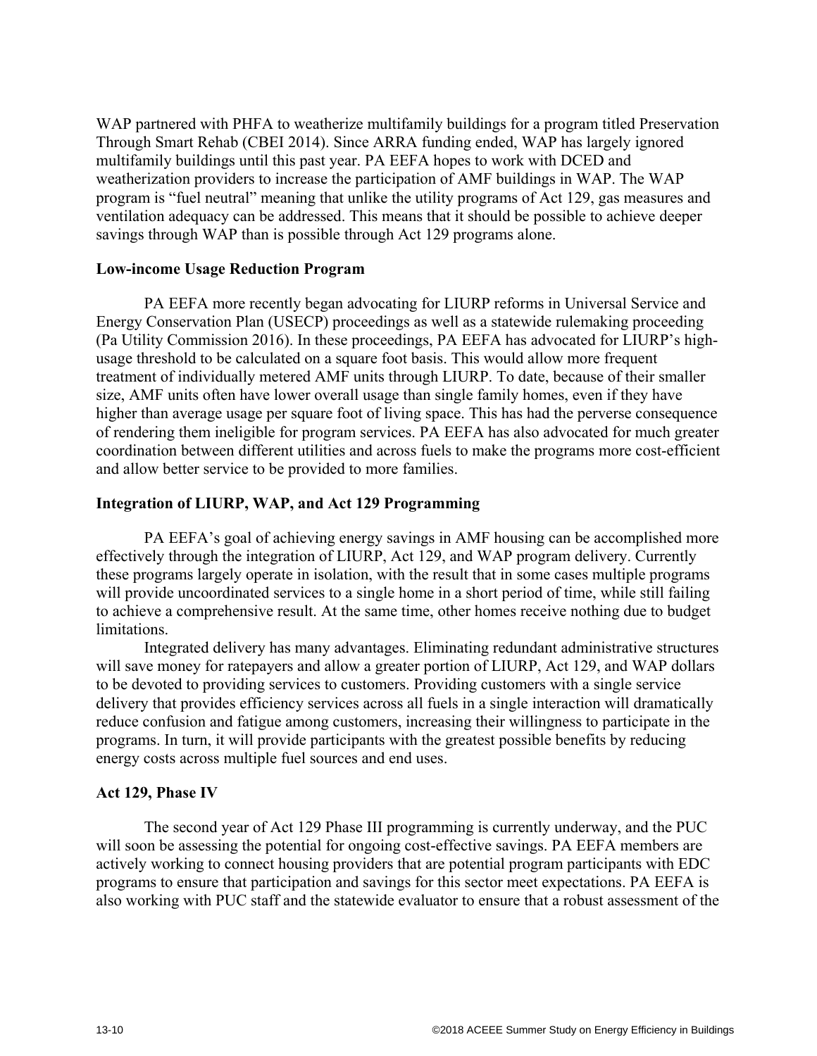WAP partnered with PHFA to weatherize multifamily buildings for a program titled Preservation Through Smart Rehab (CBEI 2014). Since ARRA funding ended, WAP has largely ignored multifamily buildings until this past year. PA EEFA hopes to work with DCED and weatherization providers to increase the participation of AMF buildings in WAP. The WAP program is "fuel neutral" meaning that unlike the utility programs of Act 129, gas measures and ventilation adequacy can be addressed. This means that it should be possible to achieve deeper savings through WAP than is possible through Act 129 programs alone.

**Low-income Usage Reduction Program**

PA EEFA more recently began advocating for LIURP reforms in Universal Service and Energy Conservation Plan (USECP) proceedings as well as a statewide rulemaking proceeding (Pa Utility Commission 2016). In these proceedings, PA EEFA has advocated for LIURP's high-usage threshold to be calculated on a square foot basis. This would allow more frequent treatment of individually metered AMF units through LIURP. To date, because of their smaller size, AMF units often have lower overall usage than single family homes, even if they have higher than average usage per square foot of living space. This has had the perverse consequence of rendering them ineligible for program services. PA EEFA has also advocated for much greater coordination between different utilities and across fuels to make the programs more cost-efficient and allow better service to be provided to more families.

**Integration of LIURP, WAP, and Act 129 Programming**

PA EEFA's goal of achieving energy savings in AMF housing can be accomplished more effectively through the integration of LIURP, Act 129, and WAP program delivery. Currently these programs largely operate in isolation, with the result that in some cases multiple programs will provide uncoordinated services to a single home in a short period of time, while still failing to achieve a comprehensive result. At the same time, other homes receive nothing due to budget limitations.

Integrated delivery has many advantages. Eliminating redundant administrative structures will save money for ratepayers and allow a greater portion of LIURP, Act 129, and WAP dollars to be devoted to providing services to customers. Providing customers with a single service delivery that provides efficiency services across all fuels in a single interaction will dramatically reduce confusion and fatigue among customers, increasing their willingness to participate in the programs. In turn, it will provide participants with the greatest possible benefits by reducing energy costs across multiple fuel sources and end uses.

**Act 129, Phase IV**

The second year of Act 129 Phase III programming is currently underway, and the PUC will soon be assessing the potential for ongoing cost-effective savings. PA EEFA members are actively working to connect housing providers that are potential program participants with EDC programs to ensure that participation and savings for this sector meet expectations. PA EEFA is also working with PUC staff and the statewide evaluator to ensure that a robust assessment of the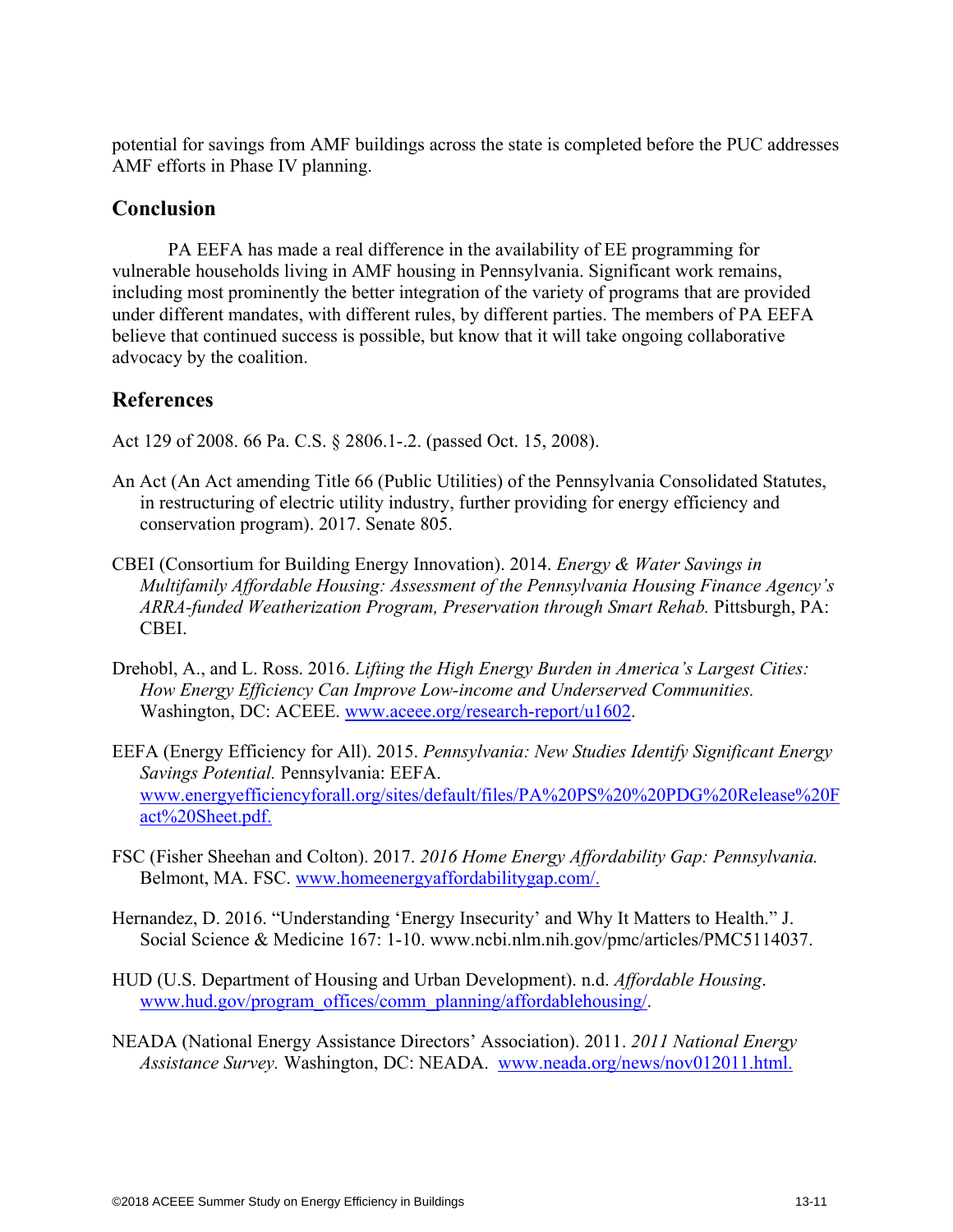potential for savings from AMF buildings across the state is completed before the PUC addresses AMF efforts in Phase IV planning.

## Conclusion

PA EEFA has made a real difference in the availability of EE programming for vulnerable households living in AMF housing in Pennsylvania. Significant work remains, including most prominently the better integration of the variety of programs that are provided under different mandates, with different rules, by different parties. The members of PA EEFA believe that continued success is possible, but know that it will take ongoing collaborative advocacy by the coalition.

## References

Act 129 of 2008. 66 Pa. C.S. § 2806.1-.2. (passed Oct. 15, 2008).

An Act (An Act amending Title 66 (Public Utilities) of the Pennsylvania Consolidated Statutes, in restructuring of electric utility industry, further providing for energy efficiency and conservation program). 2017. Senate 805.

CBEI (Consortium for Building Energy Innovation). 2014. *Energy & Water Savings in Multifamily Affordable Housing: Assessment of the Pennsylvania Housing Finance Agency's ARRA-funded Weatherization Program, Preservation through Smart Rehab.* Pittsburgh, PA: CBEI.

Drehobl, A., and L. Ross. 2016. *Lifting the High Energy Burden in America's Largest Cities: How Energy Efficiency Can Improve Low-income and Underserved Communities.* Washington, DC: ACEEE. www.aceee.org/research-report/u1602.

EEFA (Energy Efficiency for All). 2015. *Pennsylvania: New Studies Identify Significant Energy Savings Potential.* Pennsylvania: EEFA. www.energyefficiencyforall.org/sites/default/files/PA%20PS%20%20PDG%20Release%20Fact%20Sheet.pdf.

FSC (Fisher Sheehan and Colton). 2017. *2016 Home Energy Affordability Gap: Pennsylvania.* Belmont, MA. FSC. www.homeenergyaffordabilitygap.com/.

Hernandez, D. 2016. "Understanding 'Energy Insecurity' and Why It Matters to Health." J. Social Science & Medicine 167: 1-10. www.ncbi.nlm.nih.gov/pmc/articles/PMC5114037.

HUD (U.S. Department of Housing and Urban Development). n.d. *Affordable Housing*. www.hud.gov/program_offices/comm_planning/affordablehousing/.

NEADA (National Energy Assistance Directors' Association). 2011. *2011 National Energy Assistance Survey.* Washington, DC: NEADA. www.neada.org/news/nov012011.html.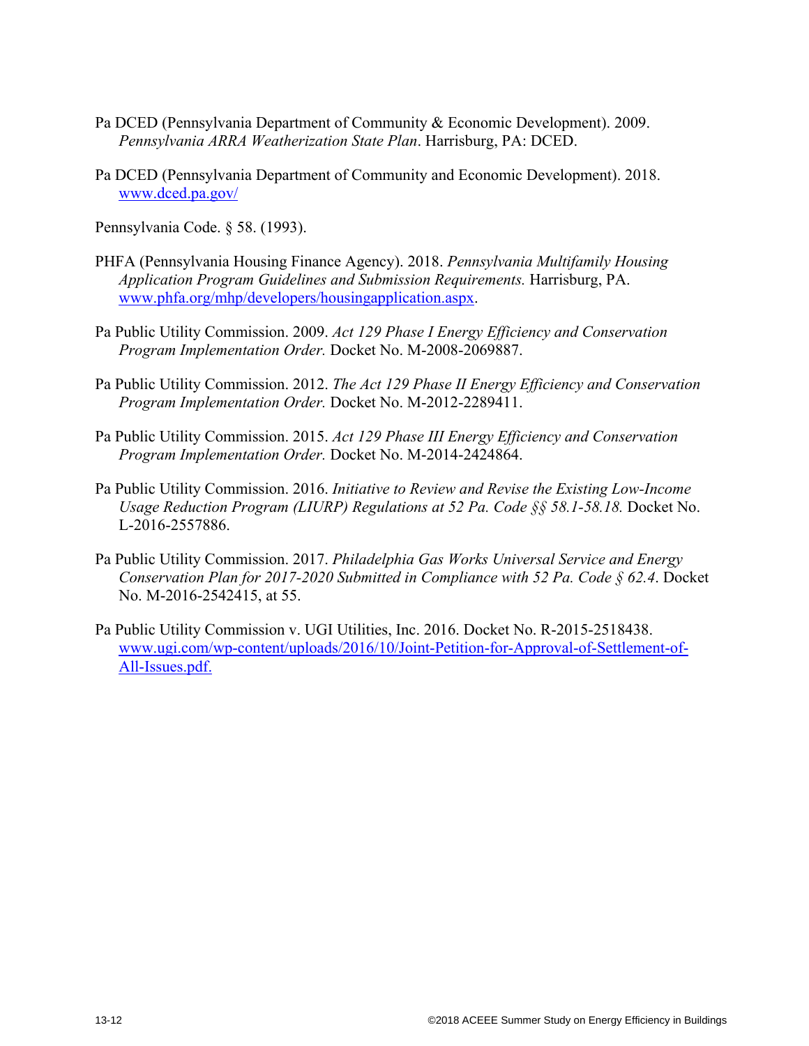Pa DCED (Pennsylvania Department of Community & Economic Development). 2009. *Pennsylvania ARRA Weatherization State Plan*. Harrisburg, PA: DCED.

Pa DCED (Pennsylvania Department of Community and Economic Development). 2018. www.dced.pa.gov/

Pennsylvania Code. § 58. (1993).

PHFA (Pennsylvania Housing Finance Agency). 2018. *Pennsylvania Multifamily Housing Application Program Guidelines and Submission Requirements.* Harrisburg, PA. www.phfa.org/mhp/developers/housingapplication.aspx.

Pa Public Utility Commission. 2009. *Act 129 Phase I Energy Efficiency and Conservation Program Implementation Order.* Docket No. M-2008-2069887.

Pa Public Utility Commission. 2012. *The Act 129 Phase II Energy Efficiency and Conservation Program Implementation Order.* Docket No. M-2012-2289411.

Pa Public Utility Commission. 2015. *Act 129 Phase III Energy Efficiency and Conservation Program Implementation Order.* Docket No. M-2014-2424864.

Pa Public Utility Commission. 2016. *Initiative to Review and Revise the Existing Low-Income Usage Reduction Program (LIURP) Regulations at 52 Pa. Code §§ 58.1-58.18.* Docket No. L-2016-2557886.

Pa Public Utility Commission. 2017. *Philadelphia Gas Works Universal Service and Energy Conservation Plan for 2017-2020 Submitted in Compliance with 52 Pa. Code § 62.4*. Docket No. M-2016-2542415, at 55.

Pa Public Utility Commission v. UGI Utilities, Inc. 2016. Docket No. R-2015-2518438. www.ugi.com/wp-content/uploads/2016/10/Joint-Petition-for-Approval-of-Settlement-of-All-Issues.pdf.